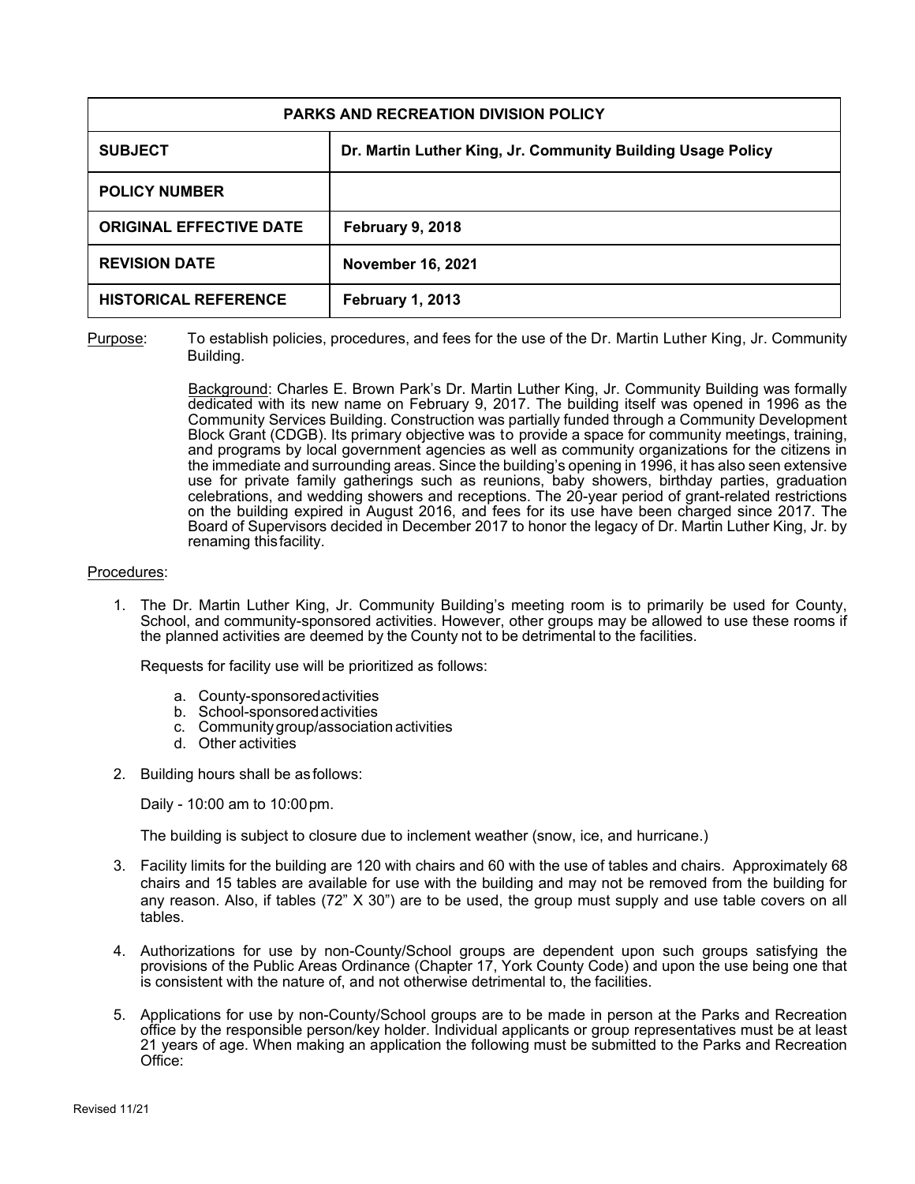| PARKS AND RECREATION DIVISION POLICY | |
|---|---|
| **SUBJECT** | **Dr. Martin Luther King, Jr. Community Building Usage Policy** |
| **POLICY NUMBER** | |
| **ORIGINAL EFFECTIVE DATE** | **February 9, 2018** |
| **REVISION DATE** | **November 16, 2021** |
| **HISTORICAL REFERENCE** | **February 1, 2013** |

Purpose: To establish policies, procedures, and fees for the use of the Dr. Martin Luther King, Jr. Community Building.

Background: Charles E. Brown Park's Dr. Martin Luther King, Jr. Community Building was formally dedicated with its new name on February 9, 2017. The building itself was opened in 1996 as the Community Services Building. Construction was partially funded through a Community Development Block Grant (CDGB). Its primary objective was to provide a space for community meetings, training, and programs by local government agencies as well as community organizations for the citizens in the immediate and surrounding areas. Since the building's opening in 1996, it has also seen extensive use for private family gatherings such as reunions, baby showers, birthday parties, graduation celebrations, and wedding showers and receptions. The 20-year period of grant-related restrictions on the building expired in August 2016, and fees for its use have been charged since 2017. The Board of Supervisors decided in December 2017 to honor the legacy of Dr. Martin Luther King, Jr. by renaming this facility.

Procedures:

1. The Dr. Martin Luther King, Jr. Community Building's meeting room is to primarily be used for County, School, and community-sponsored activities. However, other groups may be allowed to use these rooms if the planned activities are deemed by the County not to be detrimental to the facilities.

   Requests for facility use will be prioritized as follows:

   a. County-sponsored activities
   b. School-sponsored activities
   c. Community group/association activities
   d. Other activities

2. Building hours shall be as follows:

   Daily - 10:00 am to 10:00 pm.

   The building is subject to closure due to inclement weather (snow, ice, and hurricane.)

3. Facility limits for the building are 120 with chairs and 60 with the use of tables and chairs. Approximately 68 chairs and 15 tables are available for use with the building and may not be removed from the building for any reason. Also, if tables (72" X 30") are to be used, the group must supply and use table covers on all tables.

4. Authorizations for use by non-County/School groups are dependent upon such groups satisfying the provisions of the Public Areas Ordinance (Chapter 17, York County Code) and upon the use being one that is consistent with the nature of, and not otherwise detrimental to, the facilities.

5. Applications for use by non-County/School groups are to be made in person at the Parks and Recreation office by the responsible person/key holder. Individual applicants or group representatives must be at least 21 years of age. When making an application the following must be submitted to the Parks and Recreation Office: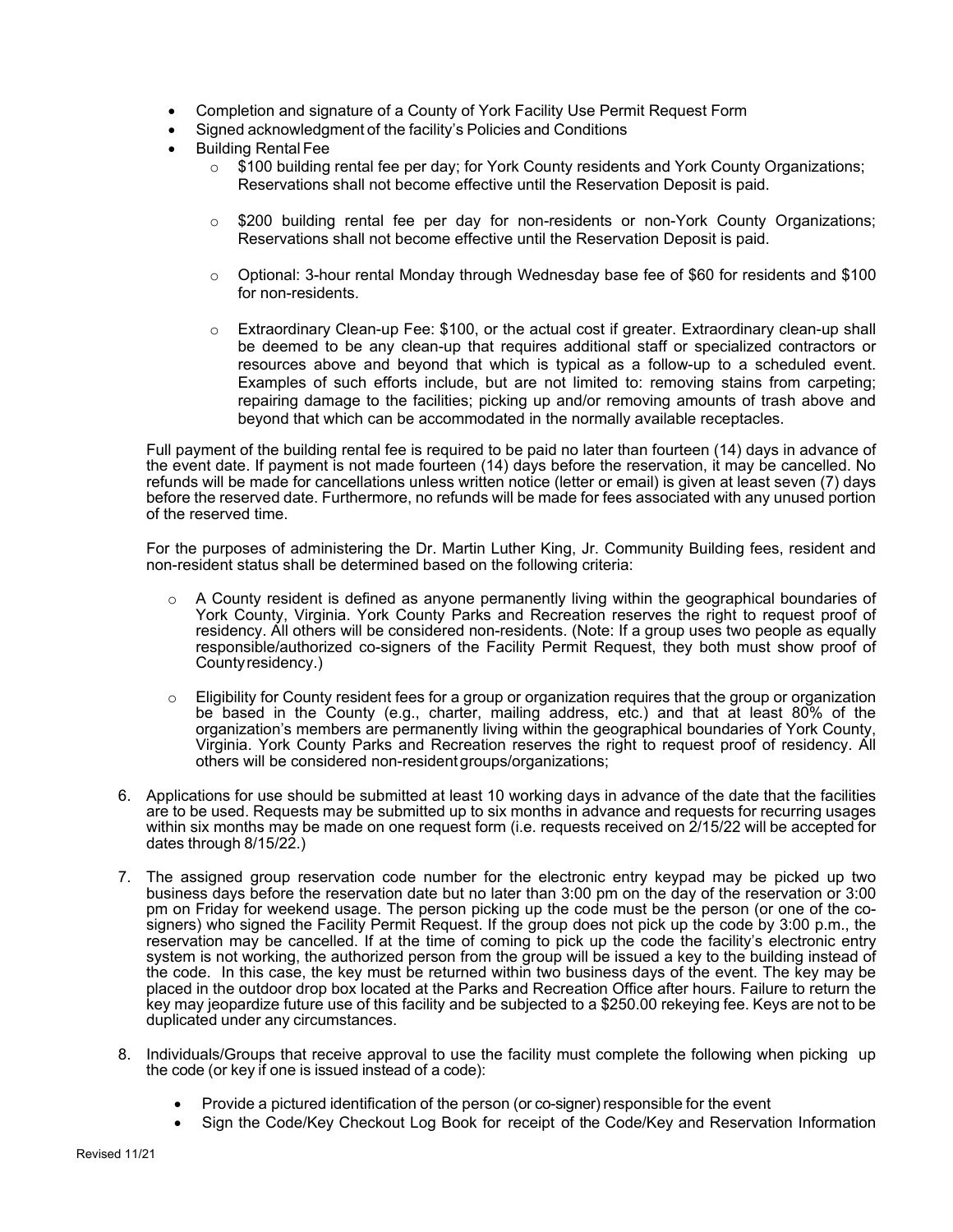- Completion and signature of a County of York Facility Use Permit Request Form
- Signed acknowledgment of the facility's Policies and Conditions
- Building Rental Fee
    - $100 building rental fee per day; for York County residents and York County Organizations; Reservations shall not become effective until the Reservation Deposit is paid.
    - $200 building rental fee per day for non-residents or non-York County Organizations; Reservations shall not become effective until the Reservation Deposit is paid.
    - Optional: 3-hour rental Monday through Wednesday base fee of $60 for residents and $100 for non-residents.
    - Extraordinary Clean-up Fee: $100, or the actual cost if greater. Extraordinary clean-up shall be deemed to be any clean-up that requires additional staff or specialized contractors or resources above and beyond that which is typical as a follow-up to a scheduled event. Examples of such efforts include, but are not limited to: removing stains from carpeting; repairing damage to the facilities; picking up and/or removing amounts of trash above and beyond that which can be accommodated in the normally available receptacles.

Full payment of the building rental fee is required to be paid no later than fourteen (14) days in advance of the event date. If payment is not made fourteen (14) days before the reservation, it may be cancelled. No refunds will be made for cancellations unless written notice (letter or email) is given at least seven (7) days before the reserved date. Furthermore, no refunds will be made for fees associated with any unused portion of the reserved time.

For the purposes of administering the Dr. Martin Luther King, Jr. Community Building fees, resident and non-resident status shall be determined based on the following criteria:

- A County resident is defined as anyone permanently living within the geographical boundaries of York County, Virginia. York County Parks and Recreation reserves the right to request proof of residency. All others will be considered non-residents. (Note: If a group uses two people as equally responsible/authorized co-signers of the Facility Permit Request, they both must show proof of County residency.)
- Eligibility for County resident fees for a group or organization requires that the group or organization be based in the County (e.g., charter, mailing address, etc.) and that at least 80% of the organization's members are permanently living within the geographical boundaries of York County, Virginia. York County Parks and Recreation reserves the right to request proof of residency. All others will be considered non-resident groups/organizations;

6. Applications for use should be submitted at least 10 working days in advance of the date that the facilities are to be used. Requests may be submitted up to six months in advance and requests for recurring usages within six months may be made on one request form (i.e. requests received on 2/15/22 will be accepted for dates through 8/15/22.)

7. The assigned group reservation code number for the electronic entry keypad may be picked up two business days before the reservation date but no later than 3:00 pm on the day of the reservation or 3:00 pm on Friday for weekend usage. The person picking up the code must be the person (or one of the co-signers) who signed the Facility Permit Request. If the group does not pick up the code by 3:00 p.m., the reservation may be cancelled. If at the time of coming to pick up the code the facility's electronic entry system is not working, the authorized person from the group will be issued a key to the building instead of the code. In this case, the key must be returned within two business days of the event. The key may be placed in the outdoor drop box located at the Parks and Recreation Office after hours. Failure to return the key may jeopardize future use of this facility and be subjected to a $250.00 rekeying fee. Keys are not to be duplicated under any circumstances.

8. Individuals/Groups that receive approval to use the facility must complete the following when picking up the code (or key if one is issued instead of a code):

    - Provide a pictured identification of the person (or co-signer) responsible for the event
    - Sign the Code/Key Checkout Log Book for receipt of the Code/Key and Reservation Information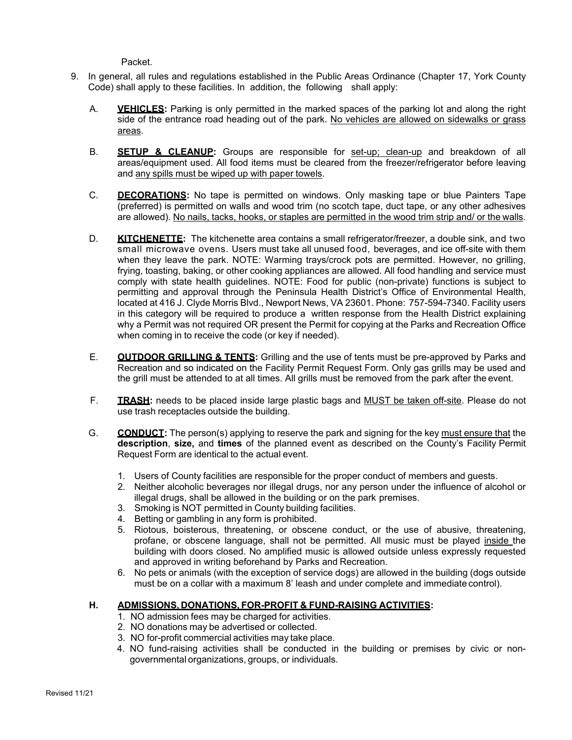Packet.

9. In general, all rules and regulations established in the Public Areas Ordinance (Chapter 17, York County Code) shall apply to these facilities. In addition, the following shall apply:

   A. **VEHICLES:** Parking is only permitted in the marked spaces of the parking lot and along the right side of the entrance road heading out of the park. No vehicles are allowed on sidewalks or grass areas.

   B. **SETUP & CLEANUP:** Groups are responsible for set-up; clean-up and breakdown of all areas/equipment used. All food items must be cleared from the freezer/refrigerator before leaving and any spills must be wiped up with paper towels.

   C. **DECORATIONS:** No tape is permitted on windows. Only masking tape or blue Painters Tape (preferred) is permitted on walls and wood trim (no scotch tape, duct tape, or any other adhesives are allowed). No nails, tacks, hooks, or staples are permitted in the wood trim strip and/ or the walls.

   D. **KITCHENETTE:** The kitchenette area contains a small refrigerator/freezer, a double sink, and two small microwave ovens. Users must take all unused food, beverages, and ice off-site with them when they leave the park. NOTE: Warming trays/crock pots are permitted. However, no grilling, frying, toasting, baking, or other cooking appliances are allowed. All food handling and service must comply with state health guidelines. NOTE: Food for public (non-private) functions is subject to permitting and approval through the Peninsula Health District's Office of Environmental Health, located at 416 J. Clyde Morris Blvd., Newport News, VA 23601. Phone: 757-594-7340. Facility users in this category will be required to produce a written response from the Health District explaining why a Permit was not required OR present the Permit for copying at the Parks and Recreation Office when coming in to receive the code (or key if needed).

   E. **OUTDOOR GRILLING & TENTS:** Grilling and the use of tents must be pre-approved by Parks and Recreation and so indicated on the Facility Permit Request Form. Only gas grills may be used and the grill must be attended to at all times. All grills must be removed from the park after the event.

   F. **TRASH:** needs to be placed inside large plastic bags and MUST be taken off-site. Please do not use trash receptacles outside the building.

   G. **CONDUCT:** The person(s) applying to reserve the park and signing for the key must ensure that the **description**, **size,** and **times** of the planned event as described on the County's Facility Permit Request Form are identical to the actual event.

      1. Users of County facilities are responsible for the proper conduct of members and guests.
      2. Neither alcoholic beverages nor illegal drugs, nor any person under the influence of alcohol or illegal drugs, shall be allowed in the building or on the park premises.
      3. Smoking is NOT permitted in County building facilities.
      4. Betting or gambling in any form is prohibited.
      5. Riotous, boisterous, threatening, or obscene conduct, or the use of abusive, threatening, profane, or obscene language, shall not be permitted. All music must be played inside the building with doors closed. No amplified music is allowed outside unless expressly requested and approved in writing beforehand by Parks and Recreation.
      6. No pets or animals (with the exception of service dogs) are allowed in the building (dogs outside must be on a collar with a maximum 8' leash and under complete and immediate control).

   **H. ADMISSIONS, DONATIONS, FOR-PROFIT & FUND-RAISING ACTIVITIES:**

      1. NO admission fees may be charged for activities.
      2. NO donations may be advertised or collected.
      3. NO for-profit commercial activities may take place.
      4. NO fund-raising activities shall be conducted in the building or premises by civic or non-governmental organizations, groups, or individuals.

Revised 11/21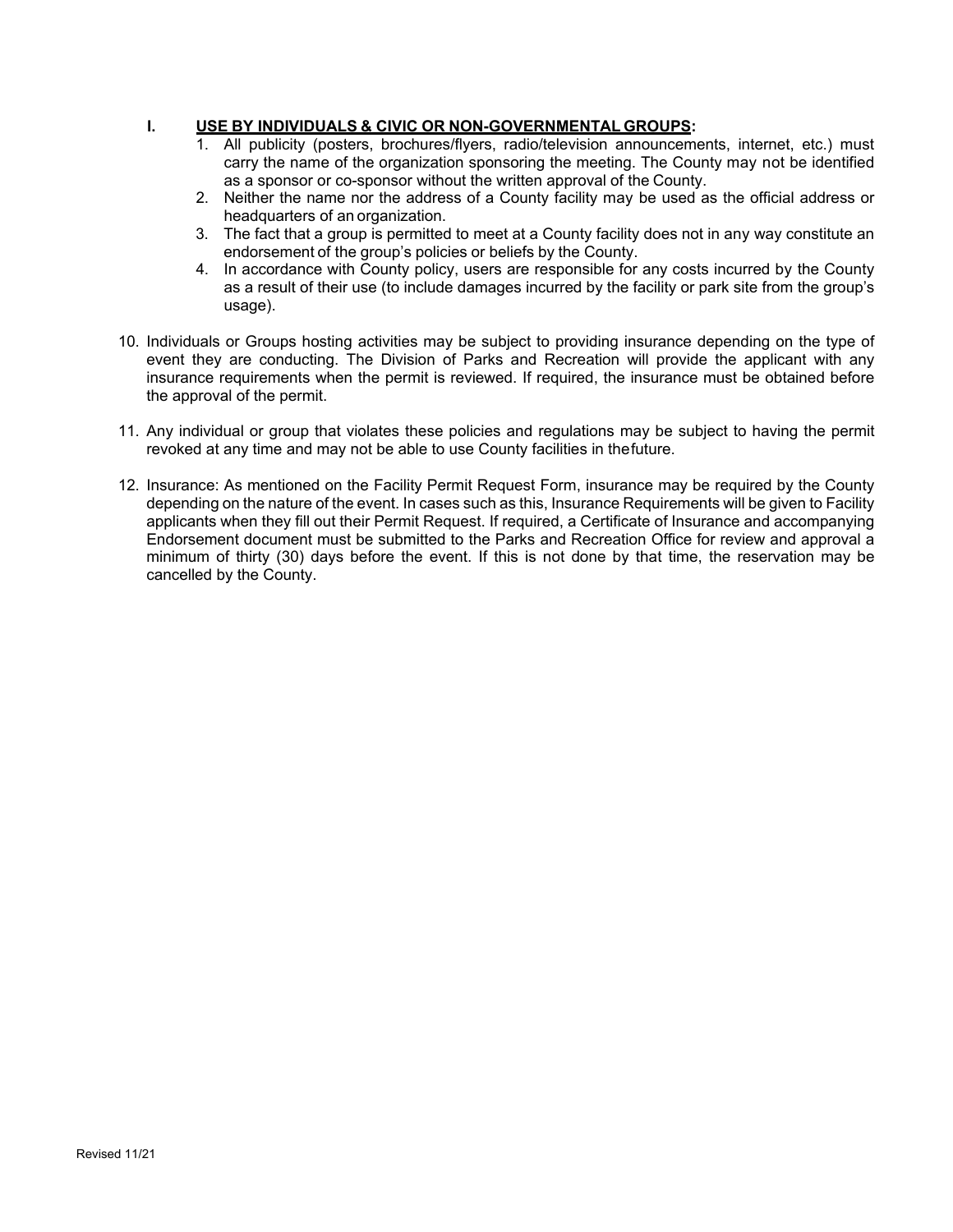## I. USE BY INDIVIDUALS & CIVIC OR NON-GOVERNMENTAL GROUPS:

1. All publicity (posters, brochures/flyers, radio/television announcements, internet, etc.) must carry the name of the organization sponsoring the meeting. The County may not be identified as a sponsor or co-sponsor without the written approval of the County.
2. Neither the name nor the address of a County facility may be used as the official address or headquarters of an organization.
3. The fact that a group is permitted to meet at a County facility does not in any way constitute an endorsement of the group's policies or beliefs by the County.
4. In accordance with County policy, users are responsible for any costs incurred by the County as a result of their use (to include damages incurred by the facility or park site from the group's usage).

10. Individuals or Groups hosting activities may be subject to providing insurance depending on the type of event they are conducting. The Division of Parks and Recreation will provide the applicant with any insurance requirements when the permit is reviewed. If required, the insurance must be obtained before the approval of the permit.

11. Any individual or group that violates these policies and regulations may be subject to having the permit revoked at any time and may not be able to use County facilities in the future.

12. Insurance: As mentioned on the Facility Permit Request Form, insurance may be required by the County depending on the nature of the event. In cases such as this, Insurance Requirements will be given to Facility applicants when they fill out their Permit Request. If required, a Certificate of Insurance and accompanying Endorsement document must be submitted to the Parks and Recreation Office for review and approval a minimum of thirty (30) days before the event. If this is not done by that time, the reservation may be cancelled by the County.

Revised 11/21